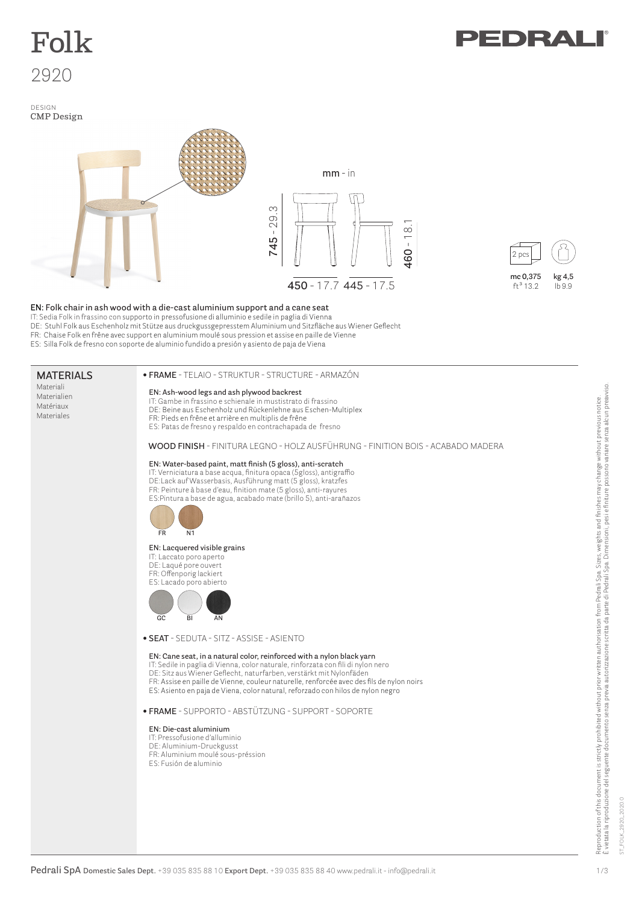# Folk

## 2920

DESIGN
CMP Design

mm - in

745 - 29.3

460 - 18.1

450 - 17.7 445 - 17.5

2 pcs

mc 0,375
$ft^3$ 13.2

kg 4,5
lb 9.9

EN: Folk chair in ash wood with a die-cast aluminium support and a cane seat
IT: Sedia Folk in frassino con supporto in pressofusione di alluminio e sedile in paglia di Vienna
DE: Stuhl Folk aus Eschenholz mit Stütze aus druckgussgepresstem Aluminium und Sitzfläche aus Wiener Geflecht
FR: Chaise Folk en frêne avec support en aluminium moulé sous pression et assise en paille de Vienne
ES: Silla Folk de fresno con soporte de aluminio fundido a presión y asiento de paja de Viena

## MATERIALS

Materiali
Materialien
Matériaux
Materiales

• **FRAME** - TELAIO - STRUKTUR - STRUCTURE - ARMAZÓN

EN: Ash-wood legs and ash plywood backrest
IT: Gambe in frassino e schienale in mustistrato di frassino
DE: Beine aus Eschenholz und Rückenlehne aus Eschen-Multiplex
FR: Pieds en frêne et arrière en multiplis de frêne
ES: Patas de fresno y respaldo en contrachapada de fresno

**WOOD FINISH** - FINITURA LEGNO - HOLZ AUSFÜHRUNG - FINITION BOIS - ACABADO MADERA

EN: Water-based paint, matt finish (5 gloss), anti-scratch
IT: Verniciatura a base acqua, finitura opaca (5gloss), antigraffio
DE:Lack auf Wasserbasis, Ausführung matt (5 gloss), kratzfes
FR: Peinture à base d'eau, finition mate (5 gloss), anti-rayures
ES:Pintura a base de agua, acabado mate (brillo 5), anti-arañazos

FR N1

EN: Lacquered visible grains
IT: Laccato poro aperto
DE: Laqué pore ouvert
FR: Offenporig lackiert
ES: Lacado poro abierto

GC BI AN

• **SEAT** - SEDUTA - SITZ - ASSISE - ASIENTO

EN: Cane seat, in a natural color, reinforced with a nylon black yarn
IT: Sedile in paglia di Vienna, color naturale, rinforzata con fili di nylon nero
DE: Sitz aus Wiener Geflecht, naturfarben, verstärkt mit Nylonfäden
FR: Assise en paille de Vienne, couleur naturelle, renforcée avec des fils de nylon noirs
ES: Asiento en paja de Viena, color natural, reforzado con hilos de nylon negro

• **FRAME** - SUPPORTO - ABSTÜTZUNG - SUPPORT - SOPORTE

EN: Die-cast aluminium
IT: Pressofusione d'alluminio
DE: Aluminium-Druckguss
FR: Aluminium moulé sous-préssion
ES: Fusión de aluminio

Reproduction of this document is strictly prohibited without prior written authorisation from Pedrali Spa. Sizes, weights and finishes may change without previous notice.
È vietata la riproduzione del seguente documento senza previa autorizzazione scritta da parte di Pedrali Spa. Dimensioni, pesi e finiture possono variare senza alcun preavviso.

ST_FOLK_2920_2020.0

Pedrali SpA Domestic Sales Dept. +39 035 835 88 10 Export Dept. +39 035 835 88 40 www.pedrali.it - info@pedrali.it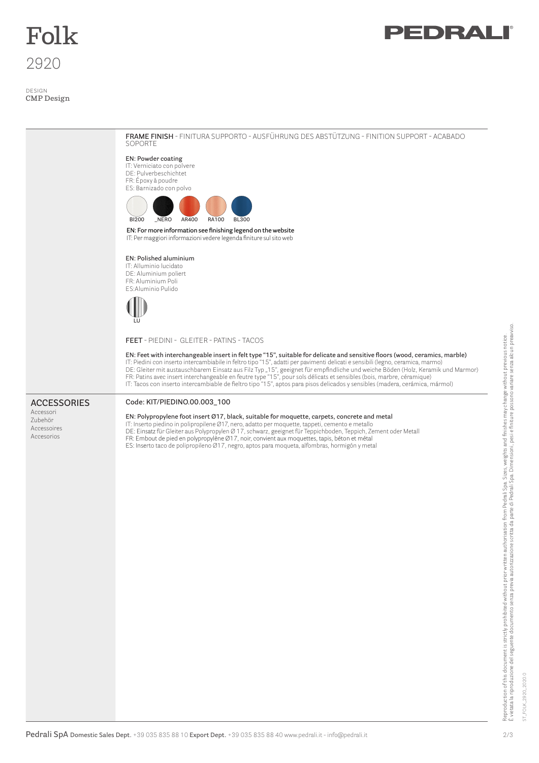# Folk

2920

DESIGN
CMP Design

**FRAME FINISH** - FINITURA SUPPORTO - AUSFÜHRUNG DES ABSTÜTZUNG - FINITION SUPPORT - ACABADO SOPORTE

EN: Powder coating
IT: Verniciato con polvere
DE: Pulverbeschichtet
FR: Époxy à poudre
ES: Barnizado con polvo

BI200 _NERO AR400 RA100 BL300

EN: For more information see finishing legend on the website
IT: Per maggiori informazioni vedere legenda finiture sul sito web

EN: Polished aluminium
IT: Alluminio lucidato
DE: Aluminium poliert
FR: Aluminium Poli
ES:Aluminio Pulido

LU

**FEET** - PIEDINI - GLEITER - PATINS - TACOS

EN: Feet with interchangeable insert in felt type "15", suitable for delicate and sensitive floors (wood, ceramics, marble)
IT: Piedini con inserto intercambiabile in feltro tipo "15", adatti per pavimenti delicati e sensibili (legno, ceramica, marmo)
DE: Gleiter mit austauschbarem Einsatz aus Filz Typ „15", geeignet für empfindliche und weiche Böden (Holz, Keramik und Marmor)
FR: Patins avec insert interchangeable en feutre type "15", pour sols délicats et sensibles (bois, marbre, céramique)
IT: Tacos con inserto intercambiable de fieltro tipo "15", aptos para pisos delicados y sensibles (madera, cerámica, mármol)

## ACCESSORIES

Accessori
Zubehör
Accessoires
Accesorios

Code: KIT/PIEDINO.00.003_100

EN: Polypropylene foot insert Ø17, black, suitable for moquette, carpets, concrete and metal
IT: Inserto piedino in polipropilene Ø17, nero, adatto per moquette, tappeti, cemento e metallo
DE: Einsatz für Gleiter aus Polypropylen Ø 17, schwarz, geeignet für Teppichboden, Teppich, Zement oder Metall
FR: Embout de pied en polypropylène Ø17, noir, convient aux moquettes, tapis, béton et métal
ES: Inserto taco de polipropileno Ø17, negro, aptos para moqueta, alfombras, hormigón y metal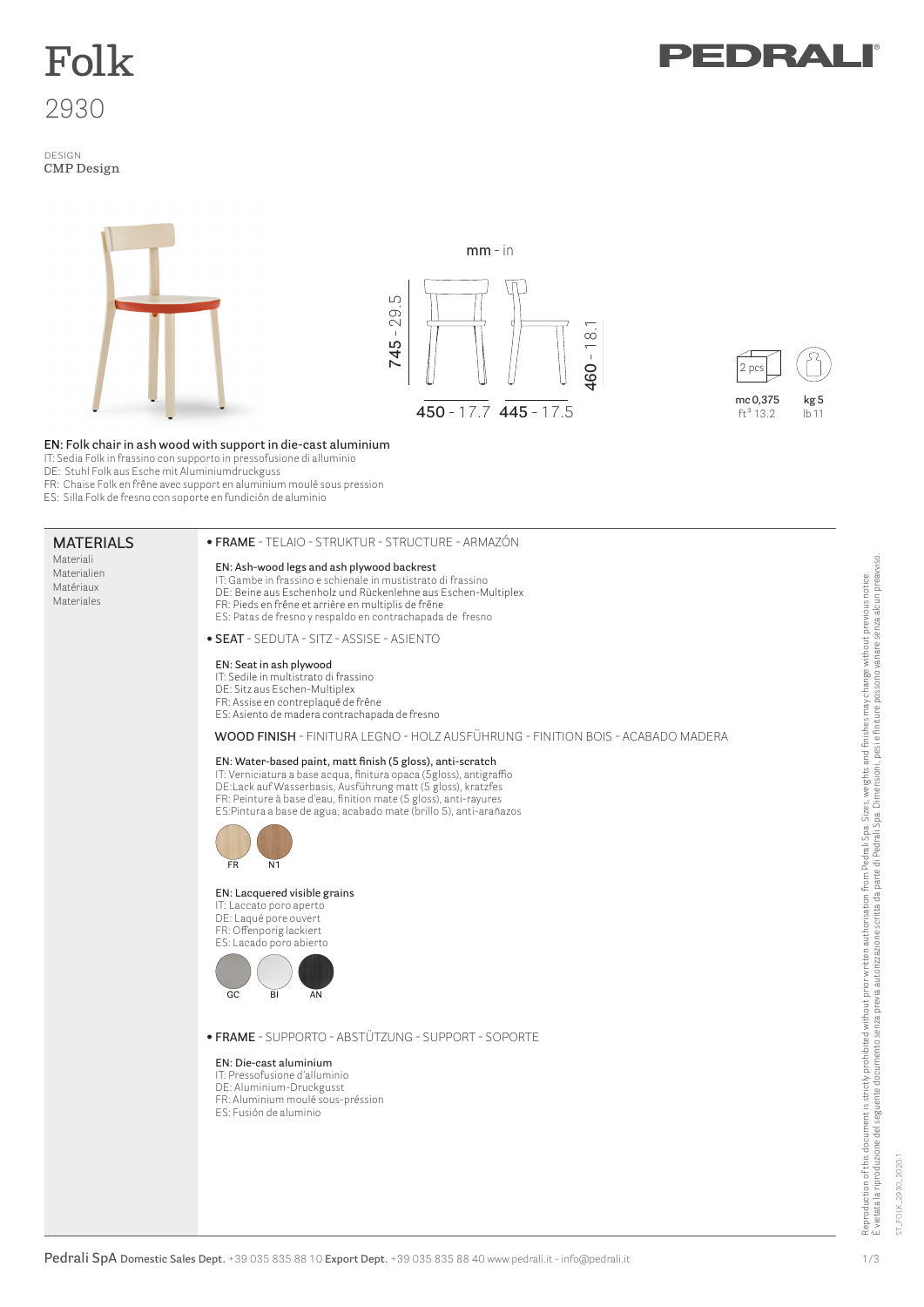# Folk

2930

DESIGN
CMP Design

mm - in

745 - 29.5

460 - 18.1

450 - 17.7 445 - 17.5

2 pcs

mc 0,375
ft³ 13.2

kg 5
lb 11

EN: Folk chair in ash wood with support in die-cast aluminium
IT: Sedia Folk in frassino con supporto in pressofusione di alluminio
DE: Stuhl Folk aus Esche mit Aluminiumdruckguss
FR: Chaise Folk en frêne avec support en aluminium moulé sous pression
ES: Silla Folk de fresno con soporte en fundición de aluminio

## MATERIALS
Materiali
Materialien
Matériaux
Materiales

**• FRAME** - TELAIO - STRUKTUR - STRUCTURE - ARMAZÓN

EN: Ash-wood legs and ash plywood backrest
IT: Gambe in frassino e schienale in mustistrato di frassino
DE: Beine aus Eschenholz und Rückenlehne aus Eschen-Multiplex
FR: Pieds en frêne et arrière en multiplis de frêne
ES: Patas de fresno y respaldo en contrachapada de fresno

**• SEAT** - SEDUTA - SITZ - ASSISE - ASIENTO

EN: Seat in ash plywood
IT: Sedile in multistrato di frassino
DE: Sitz aus Eschen-Multiplex
FR: Assise en contreplaqué de frêne
ES: Asiento de madera contrachapada de fresno

**WOOD FINISH** - FINITURA LEGNO - HOLZ AUSFÜHRUNG - FINITION BOIS - ACABADO MADERA

EN: Water-based paint, matt finish (5 gloss), anti-scratch
IT: Verniciatura a base acqua, finitura opaca (5gloss), antigraffio
DE:Lack auf Wasserbasis, Ausführung matt (5 gloss), kratzfes
FR: Peinture à base d'eau, finition mate (5 gloss), anti-rayures
ES:Pintura a base de agua, acabado mate (brillo 5), anti-arañazos

FR N1

EN: Lacquered visible grains
IT: Laccato poro aperto
DE: Laqué pore ouvert
FR: Offenporig lackiert
ES: Lacado poro abierto

GC BI AN

**• FRAME** - SUPPORTO - ABSTÜTZUNG - SUPPORT - SOPORTE

EN: Die-cast aluminium
IT: Pressofusione d'alluminio
DE: Aluminium-Druckgusst
FR: Aluminium moulé sous-préssion
ES: Fusión de aluminio

Reproduction of this document is strictly prohibited without prior written authorisation from Pedrali Spa. Sizes, weights and finishes may change without previous notice.
È vietata la riproduzione del seguente documento senza previa autorizzazione scritta da parte di Pedrali Spa. Dimensioni, pesi e finiture possono variare senza alcun preavviso.

ST_FOLK_2930_2020.1

Pedrali SpA Domestic Sales Dept. +39 035 835 88 10 Export Dept. +39 035 835 88 40 www.pedrali.it - info@pedrali.it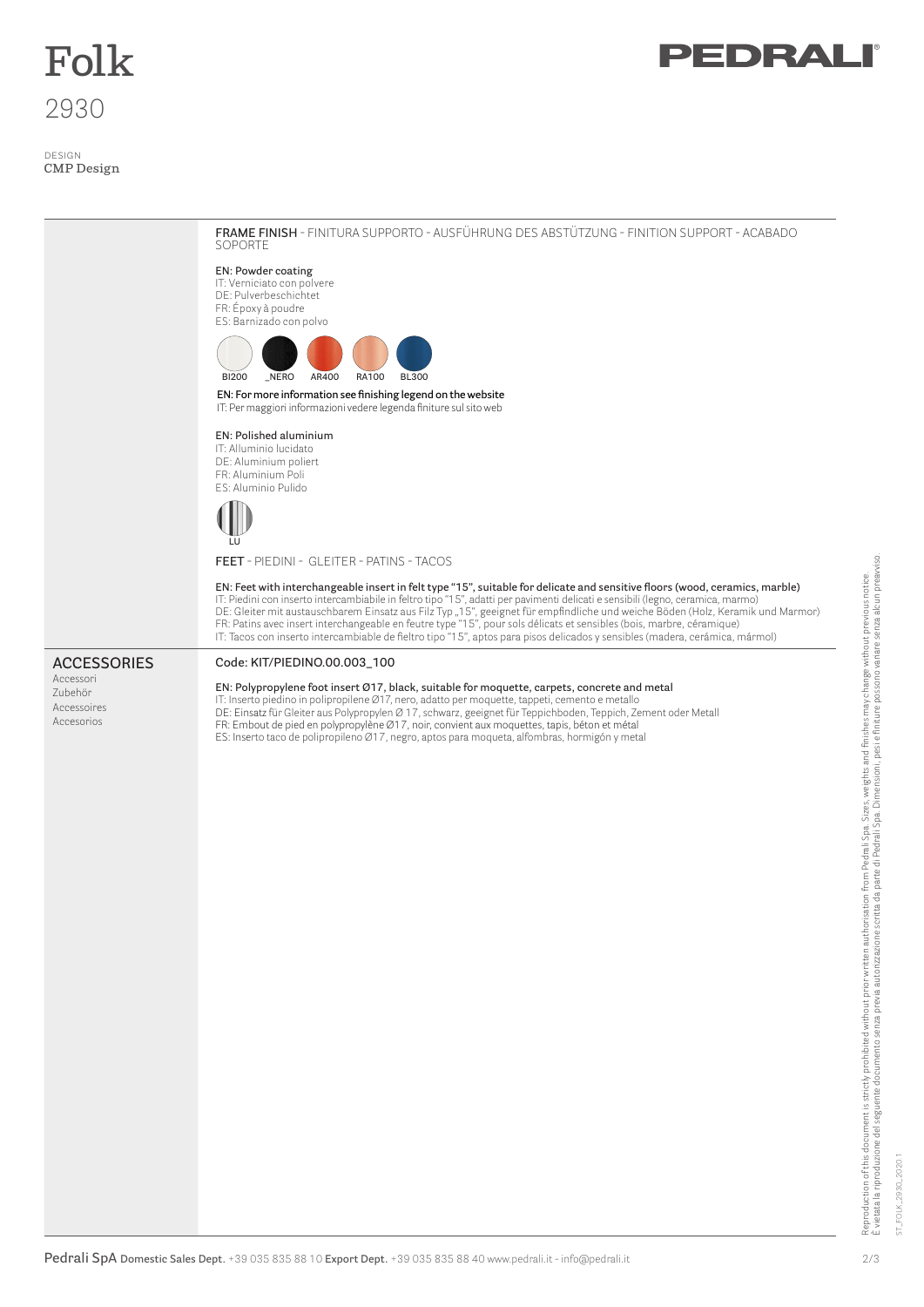# Folk

## 2930

DESIGN
CMP Design

**FRAME FINISH** - FINITURA SUPPORTO - AUSFÜHRUNG DES ABSTÜTZUNG - FINITION SUPPORT - ACABADO SOPORTE

EN: Powder coating
IT: Verniciato con polvere
DE: Pulverbeschichtet
FR: Époxy à poudre
ES: Barnizado con polvo

BI200 _NERO AR400 RA100 BL300

EN: For more information see finishing legend on the website
IT: Per maggiori informazioni vedere legenda finiture sul sito web

EN: Polished aluminium
IT: Alluminio lucidato
DE: Aluminium poliert
FR: Aluminium Poli
ES: Aluminio Pulido

LU

**FEET** - PIEDINI - GLEITER - PATINS - TACOS

EN: Feet with interchangeable insert in felt type "15", suitable for delicate and sensitive floors (wood, ceramics, marble)
IT: Piedini con inserto intercambiabile in feltro tipo "15", adatti per pavimenti delicati e sensibili (legno, ceramica, marmo)
DE: Gleiter mit austauschbarem Einsatz aus Filz Typ „15", geeignet für empfindliche und weiche Böden (Holz, Keramik und Marmor)
FR: Patins avec insert interchangeable en feutre type "15", pour sols délicats et sensibles (bois, marbre, céramique)
ES: Tacos con inserto intercambiable de fieltro tipo "15", aptos para pisos delicados y sensibles (madera, cerámica, mármol)

## ACCESSORIES

Accessori
Zubehör
Accessoires
Accesorios

Code: KIT/PIEDINO.00.003_100

EN: Polypropylene foot insert Ø17, black, suitable for moquette, carpets, concrete and metal
IT: Inserto piedino in polipropilene Ø17, nero, adatto per moquette, tappeti, cemento e metallo
DE: Einsatz für Gleiter aus Polypropylen Ø 17, schwarz, geeignet für Teppichboden, Teppich, Zement oder Metall
FR: Embout de pied en polypropylène Ø17, noir, convient aux moquettes, tapis, béton et métal
ES: Inserto taco de polipropileno Ø17, negro, aptos para moqueta, alfombras, hormigón y metal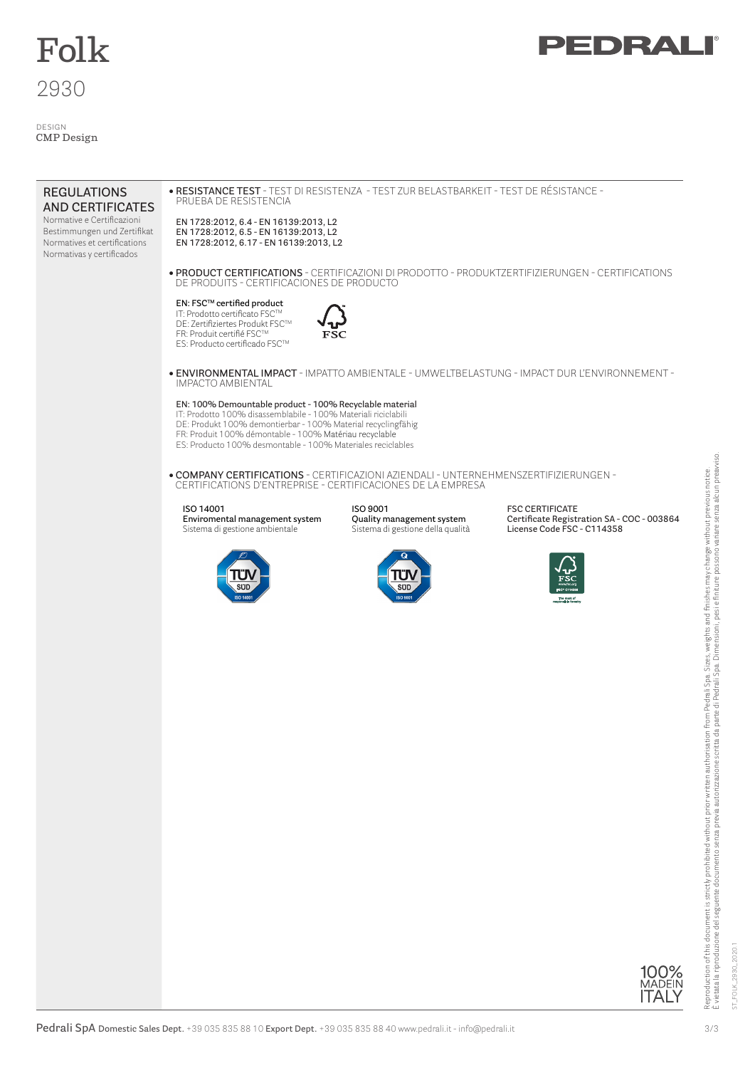# Folk

2930

DESIGN
CMP Design

PEDRALI

## REGULATIONS AND CERTIFICATES

Normative e Certificazioni
Bestimmungen und Zertifikat
Normatives et certifications
Normativas y certificados

• **RESISTANCE TEST** - TEST DI RESISTENZA - TEST ZUR BELASTBARKEIT - TEST DE RÉSISTANCE - PRUEBA DE RESISTENCIA

EN 1728:2012, 6.4 - EN 16139:2013, L2
EN 1728:2012, 6.5 - EN 16139:2013, L2
EN 1728:2012, 6.17 - EN 16139:2013, L2

• **PRODUCT CERTIFICATIONS** - CERTIFICAZIONI DI PRODOTTO - PRODUKTZERTIFIZIERUNGEN - CERTIFICATIONS DE PRODUITS - CERTIFICACIONES DE PRODUCTO

**EN: FSC™ certified product**
IT: Prodotto certificato FSC™
DE: Zertifiziertes Produkt FSC™
FR: Produit certifié FSC™
ES: Producto certificado FSC™

• **ENVIRONMENTAL IMPACT** - IMPATTO AMBIENTALE - UMWELTBELASTUNG - IMPACT DUR L'ENVIRONNEMENT - IMPACTO AMBIENTAL

**EN: 100% Demountable product - 100% Recyclable material**
IT: Prodotto 100% disassemblabile - 100% Materiali riciclabili
DE: Produkt 100% demontierbar - 100% Material recyclingfähig
FR: Produit 100% démontable - 100% Matériau recyclable
ES: Producto 100% desmontable - 100% Materiales reciclables

• **COMPANY CERTIFICATIONS** - CERTIFICAZIONI AZIENDALI - UNTERNEHMENSZERTIFIZIERUNGEN - CERTIFICATIONS D'ENTREPRISE - CERTIFICACIONES DE LA EMPRESA

ISO 14001
**Enviromental management system**
Sistema di gestione ambientale

ISO 9001
**Quality management system**
Sistema di gestione della qualità

FSC CERTIFICATE
**Certificate Registration SA - COC - 003864**
**License Code FSC - C114358**

100% MADE IN ITALY

Reproduction of this document is strictly prohibited without prior written authorisation from Pedrali Spa. Sizes, weights and finishes may change without previous notice.
È vietata la riproduzione del seguente documento senza previa autorizzazione scritta da parte di Pedrali Spa. Dimensioni, pesi e finiture possono variare senza alcun preavviso.

ST_FOLK_2930_2020.1

**Pedrali SpA** Domestic Sales Dept. +39 035 835 88 10 **Export Dept.** +39 035 835 88 40 www.pedrali.it - info@pedrali.it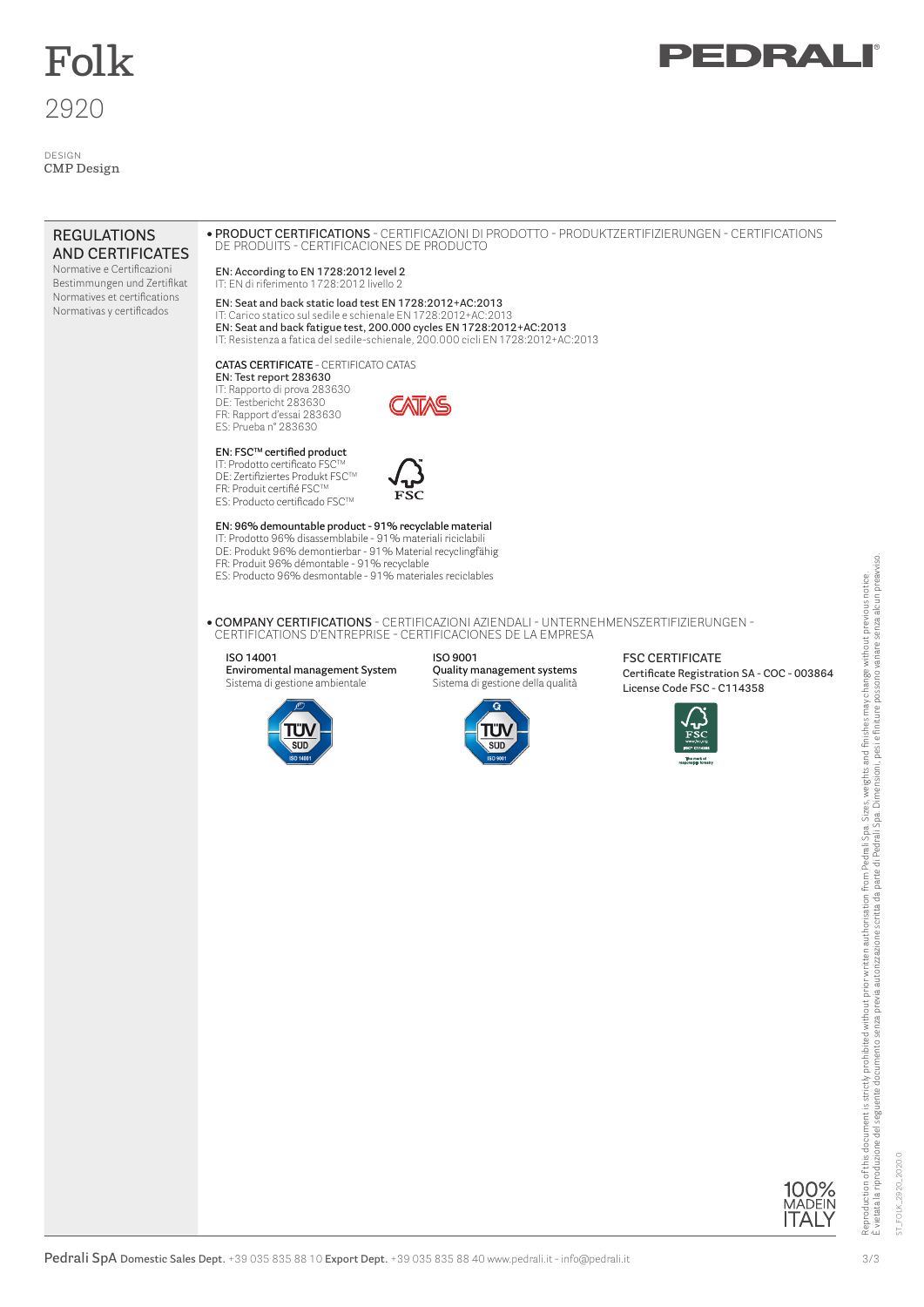# Folk

2920

DESIGN
CMP Design

PEDRALI

## REGULATIONS AND CERTIFICATES

Normative e Certificazioni
Bestimmungen und Zertifikat
Normatives et certifications
Normativas y certificados

### • PRODUCT CERTIFICATIONS - CERTIFICAZIONI DI PRODOTTO - PRODUKTZERTIFIZIERUNGEN - CERTIFICATIONS DE PRODUITS - CERTIFICACIONES DE PRODUCTO

**EN: According to EN 1728:2012 level 2**
IT: EN di riferimento 1728:2012 livello 2

**EN: Seat and back static load test EN 1728:2012+AC:2013**
IT: Carico statico sul sedile e schienale EN 1728:2012+AC:2013
**EN: Seat and back fatigue test, 200.000 cycles EN 1728:2012+AC:2013**
IT: Resistenza a fatica del sedile-schienale, 200.000 cicli EN 1728:2012+AC:2013

**CATAS CERTIFICATE** - CERTIFICATO CATAS
**EN: Test report 283630**
IT: Rapporto di prova 283630
DE: Testbericht 283630
FR: Rapport d'essai 283630
ES: Prueba n° 283630

**EN: FSC™ certified product**
IT: Prodotto certificato FSC™
DE: Zertifiziertes Produkt FSC™
FR: Produit certifié FSC™
ES: Producto certificado FSC™

**EN: 96% demountable product - 91% recyclable material**
IT: Prodotto 96% disassemblabile - 91% materiali riciclabili
DE: Produkt 96% demontierbar - 91% Material recyclingfähig
FR: Produit 96% démontable - 91% recyclable
ES: Producto 96% desmontable - 91% materiales reciclables

### • COMPANY CERTIFICATIONS - CERTIFICAZIONI AZIENDALI - UNTERNEHMENSZERTIFIZIERUNGEN - CERTIFICATIONS D'ENTREPRISE - CERTIFICACIONES DE LA EMPRESA

ISO 14001
**Enviromental management System**
Sistema di gestione ambientale

ISO 9001
**Quality management systems**
Sistema di gestione della qualità

FSC CERTIFICATE
**Certificate Registration SA - COC - 003864**
**License Code FSC - C114358**

100% MADE IN ITALY

Reproduction of this document is strictly prohibited without prior written authorisation from Pedrali Spa. Sizes, weights and finishes may change without previous notice.
È vietata la riproduzione del seguente documento senza previa autorizzazione scritta da parte di Pedrali Spa. Dimensioni, pesi e finiture possono variare senza alcun preavviso.

ST_FOLK_2920_2020.0

**Pedrali SpA** Domestic Sales Dept. +39 035 835 88 10 Export Dept. +39 035 835 88 40 www.pedrali.it - info@pedrali.it